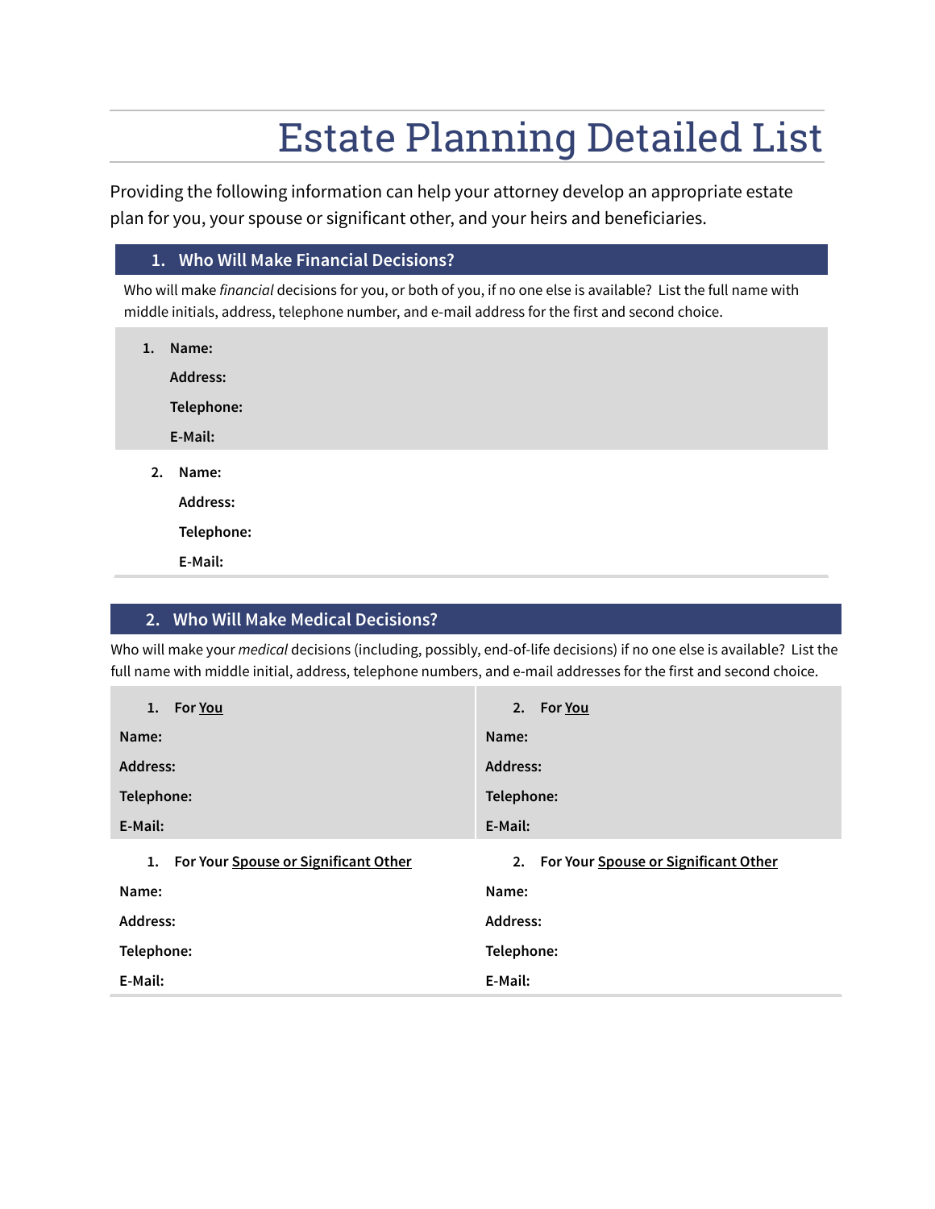# Estate Planning Detailed List

Providing the following information can help your attorney develop an appropriate estate plan for you, your spouse or significant other, and your heirs and beneficiaries.

## 1. Who Will Make Financial Decisions?

Who will make *financial* decisions for you, or both of you, if no one else is available? List the full name with middle initials, address, telephone number, and e-mail address for the first and second choice.

1. **Name:**

   **Address:**

   **Telephone:**

   **E-Mail:**

2. **Name:**

   **Address:**

   **Telephone:**

   **E-Mail:**

## 2. Who Will Make Medical Decisions?

Who will make your *medical* decisions (including, possibly, end-of-life decisions) if no one else is available? List the full name with middle initial, address, telephone numbers, and e-mail addresses for the first and second choice.

| **1. For You** | **2. For You** |
|---|---|
| **Name:** | **Name:** |
| **Address:** | **Address:** |
| **Telephone:** | **Telephone:** |
| **E-Mail:** | **E-Mail:** |
| **1. For Your Spouse or Significant Other** | **2. For Your Spouse or Significant Other** |
| **Name:** | **Name:** |
| **Address:** | **Address:** |
| **Telephone:** | **Telephone:** |
| **E-Mail:** | **E-Mail:** |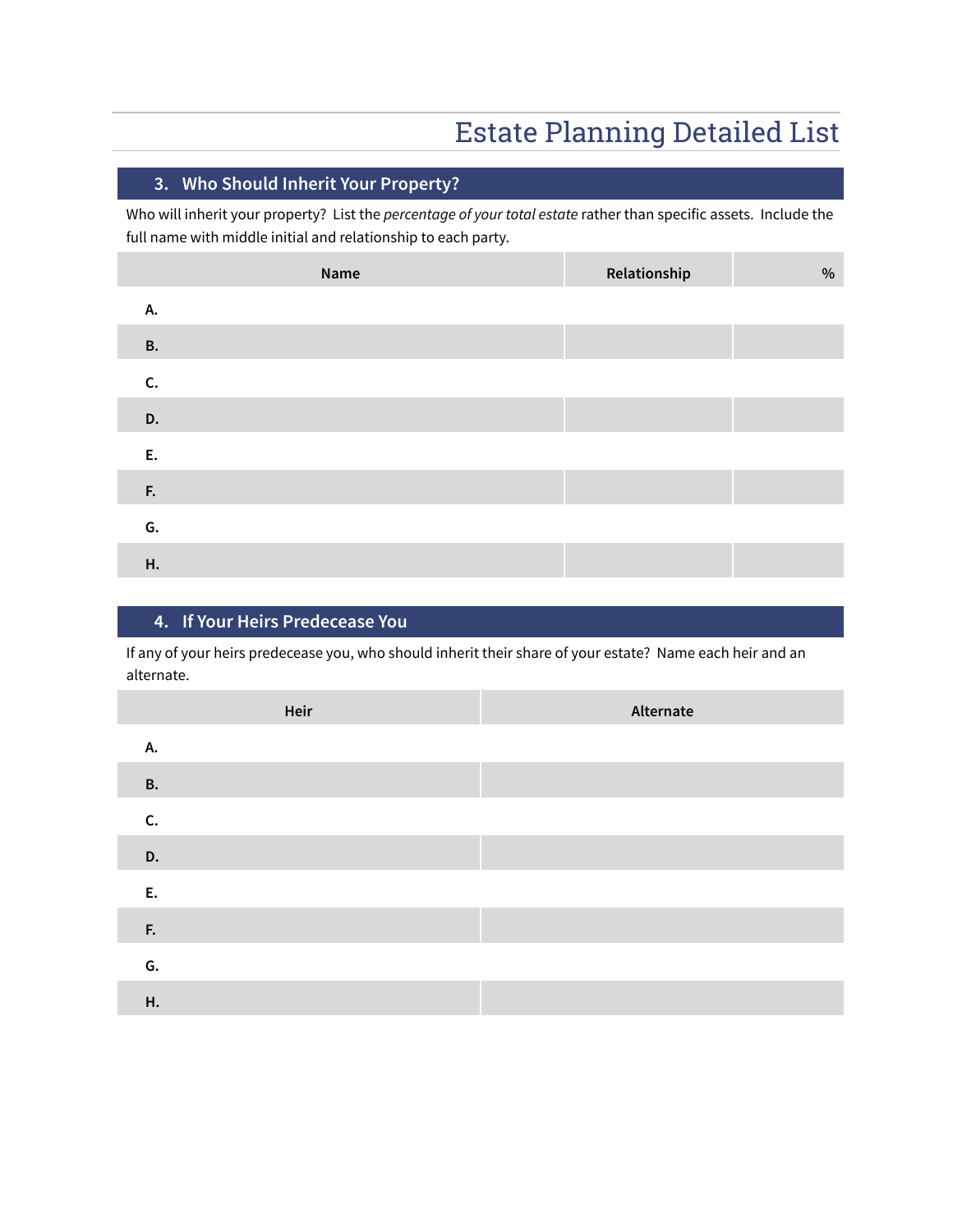# Estate Planning Detailed List

## 3. Who Should Inherit Your Property?

Who will inherit your property? List the *percentage of your total estate* rather than specific assets. Include the full name with middle initial and relationship to each party.

| Name | Relationship | % |
|---|---|---|
| **A.** | | |
| **B.** | | |
| **C.** | | |
| **D.** | | |
| **E.** | | |
| **F.** | | |
| **G.** | | |
| **H.** | | |

## 4. If Your Heirs Predecease You

If any of your heirs predecease you, who should inherit their share of your estate? Name each heir and an alternate.

| Heir | Alternate |
|---|---|
| **A.** | |
| **B.** | |
| **C.** | |
| **D.** | |
| **E.** | |
| **F.** | |
| **G.** | |
| **H.** | |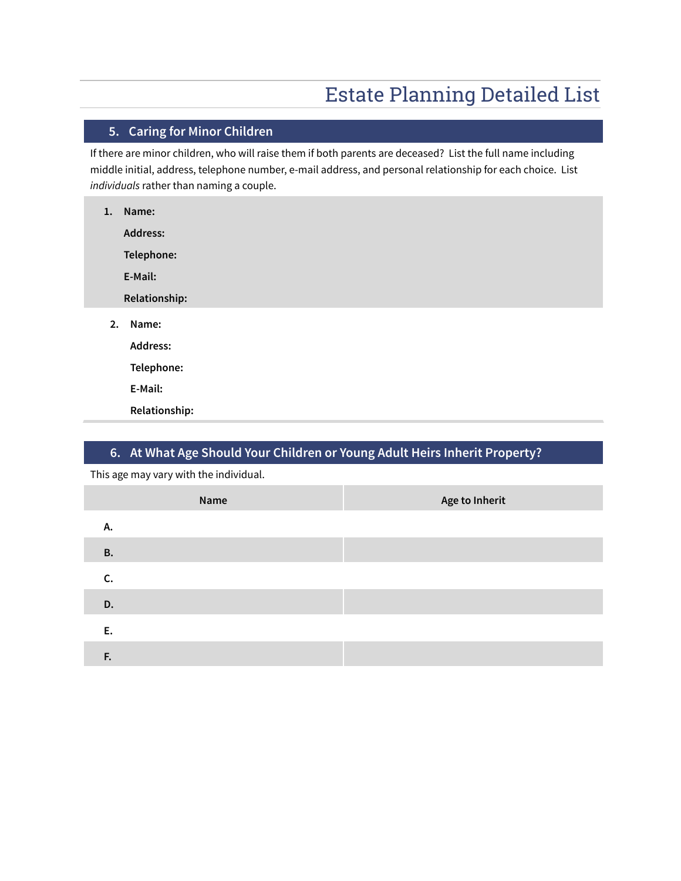# Estate Planning Detailed List

## 5. Caring for Minor Children

If there are minor children, who will raise them if both parents are deceased? List the full name including middle initial, address, telephone number, e-mail address, and personal relationship for each choice. List *individuals* rather than naming a couple.

1. **Name:**

   **Address:**

   **Telephone:**

   **E-Mail:**

   **Relationship:**

2. **Name:**

   **Address:**

   **Telephone:**

   **E-Mail:**

   **Relationship:**

## 6. At What Age Should Your Children or Young Adult Heirs Inherit Property?

This age may vary with the individual.

| Name | Age to Inherit |
|---|---|
| **A.** | |
| **B.** | |
| **C.** | |
| **D.** | |
| **E.** | |
| **F.** | |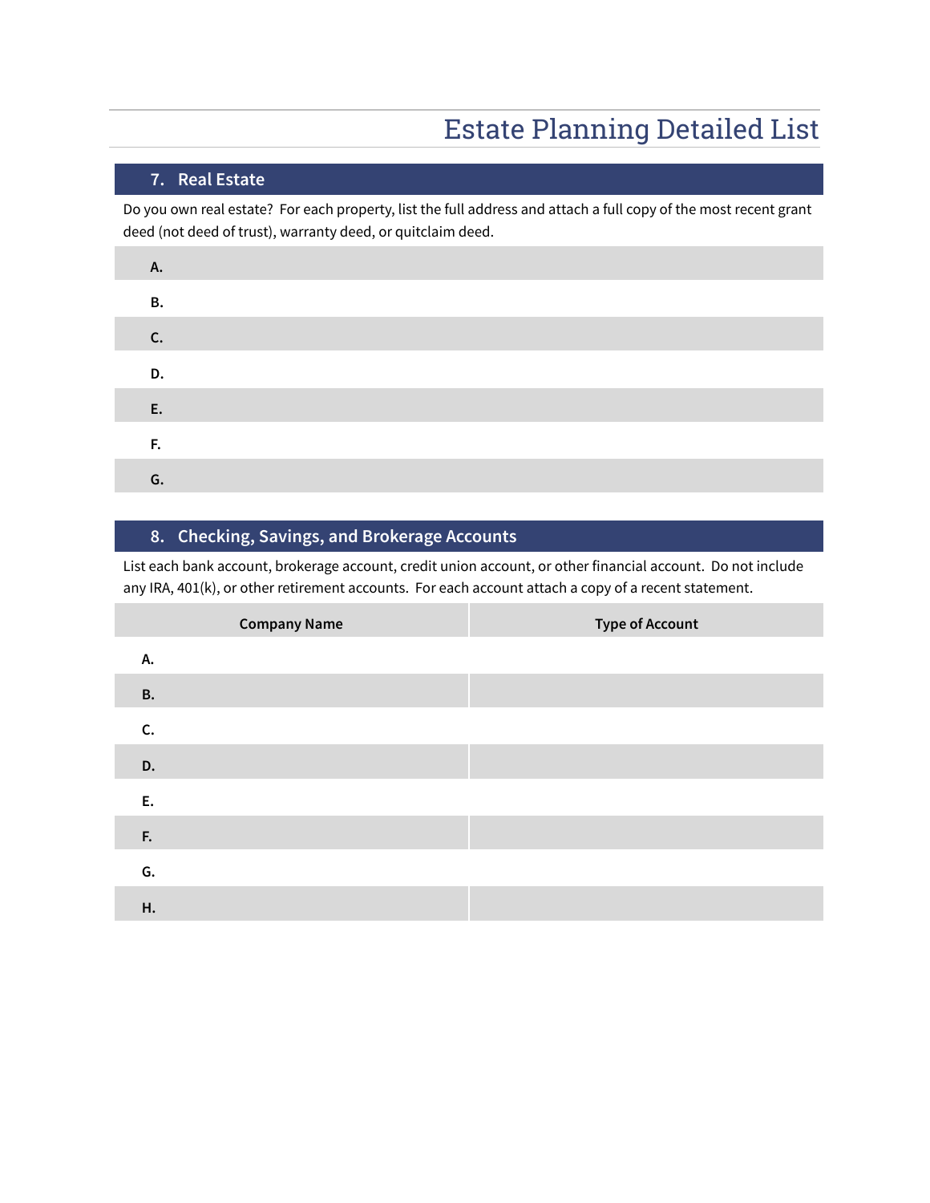# Estate Planning Detailed List

## 7. Real Estate

Do you own real estate? For each property, list the full address and attach a full copy of the most recent grant deed (not deed of trust), warranty deed, or quitclaim deed.

| |
|---|
| **A.** |
| **B.** |
| **C.** |
| **D.** |
| **E.** |
| **F.** |
| **G.** |

## 8. Checking, Savings, and Brokerage Accounts

List each bank account, brokerage account, credit union account, or other financial account. Do not include any IRA, 401(k), or other retirement accounts. For each account attach a copy of a recent statement.

| Company Name | Type of Account |
|---|---|
| **A.** | |
| **B.** | |
| **C.** | |
| **D.** | |
| **E.** | |
| **F.** | |
| **G.** | |
| **H.** | |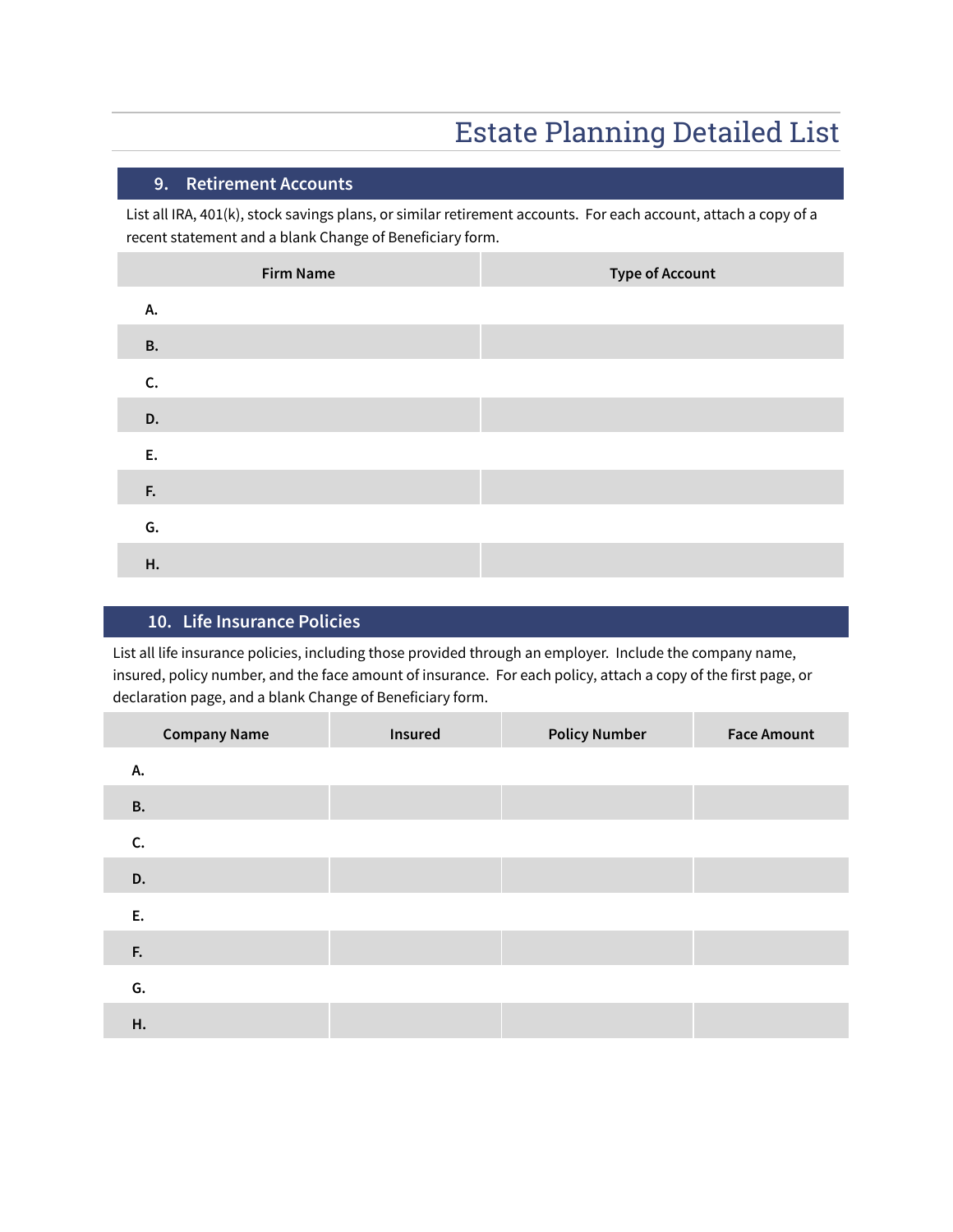# Estate Planning Detailed List

## 9. Retirement Accounts

List all IRA, 401(k), stock savings plans, or similar retirement accounts. For each account, attach a copy of a recent statement and a blank Change of Beneficiary form.

| Firm Name | Type of Account |
| --- | --- |
| **A.** | |
| **B.** | |
| **C.** | |
| **D.** | |
| **E.** | |
| **F.** | |
| **G.** | |
| **H.** | |

## 10. Life Insurance Policies

List all life insurance policies, including those provided through an employer. Include the company name, insured, policy number, and the face amount of insurance. For each policy, attach a copy of the first page, or declaration page, and a blank Change of Beneficiary form.

| Company Name | Insured | Policy Number | Face Amount |
| --- | --- | --- | --- |
| **A.** | | | |
| **B.** | | | |
| **C.** | | | |
| **D.** | | | |
| **E.** | | | |
| **F.** | | | |
| **G.** | | | |
| **H.** | | | |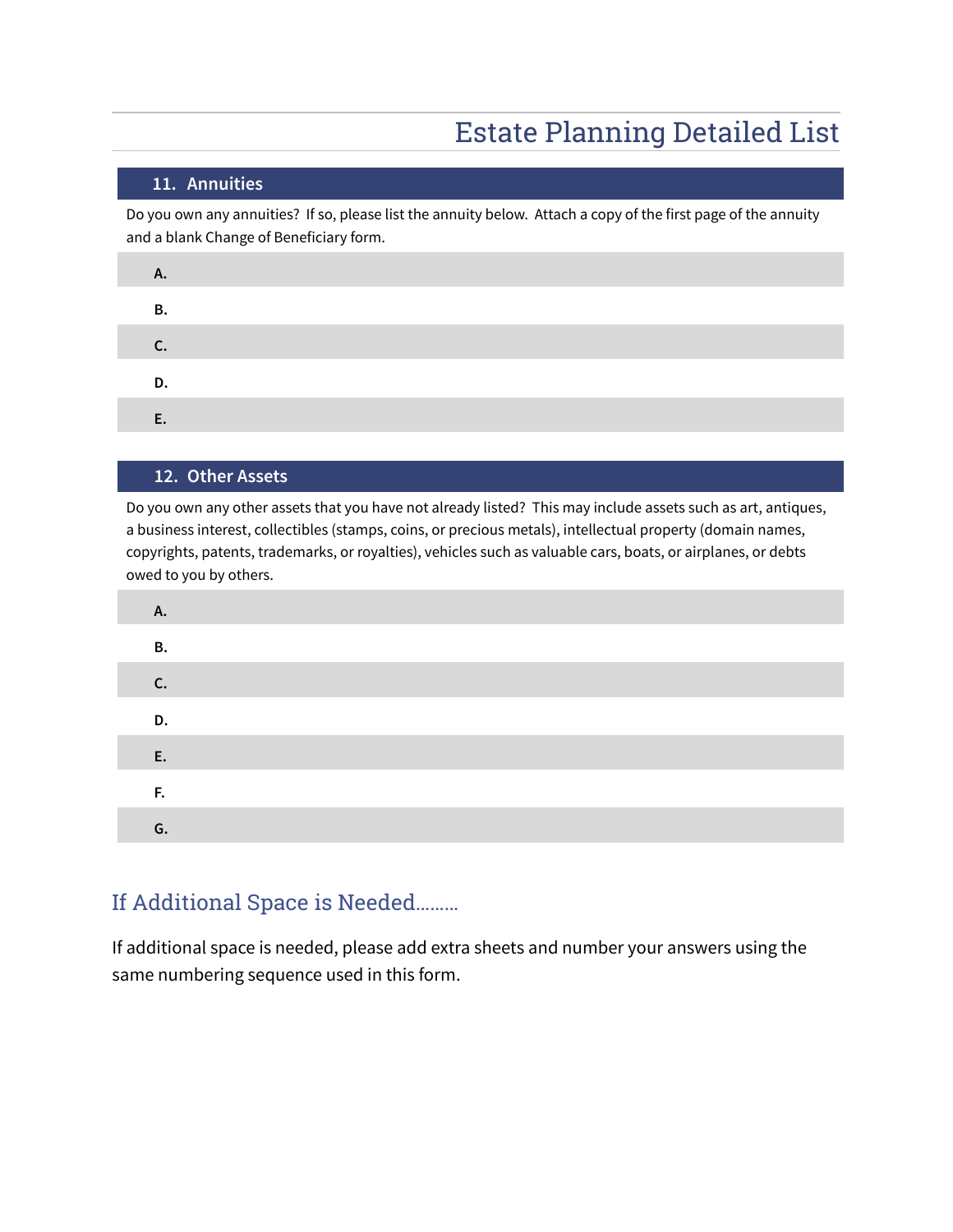# Estate Planning Detailed List

## 11. Annuities

Do you own any annuities? If so, please list the annuity below. Attach a copy of the first page of the annuity and a blank Change of Beneficiary form.

**A.**

**B.**

**C.**

**D.**

**E.**

## 12. Other Assets

Do you own any other assets that you have not already listed? This may include assets such as art, antiques, a business interest, collectibles (stamps, coins, or precious metals), intellectual property (domain names, copyrights, patents, trademarks, or royalties), vehicles such as valuable cars, boats, or airplanes, or debts owed to you by others.

**A.**

**B.**

**C.**

**D.**

**E.**

**F.**

**G.**

## If Additional Space is Needed………

If additional space is needed, please add extra sheets and number your answers using the same numbering sequence used in this form.